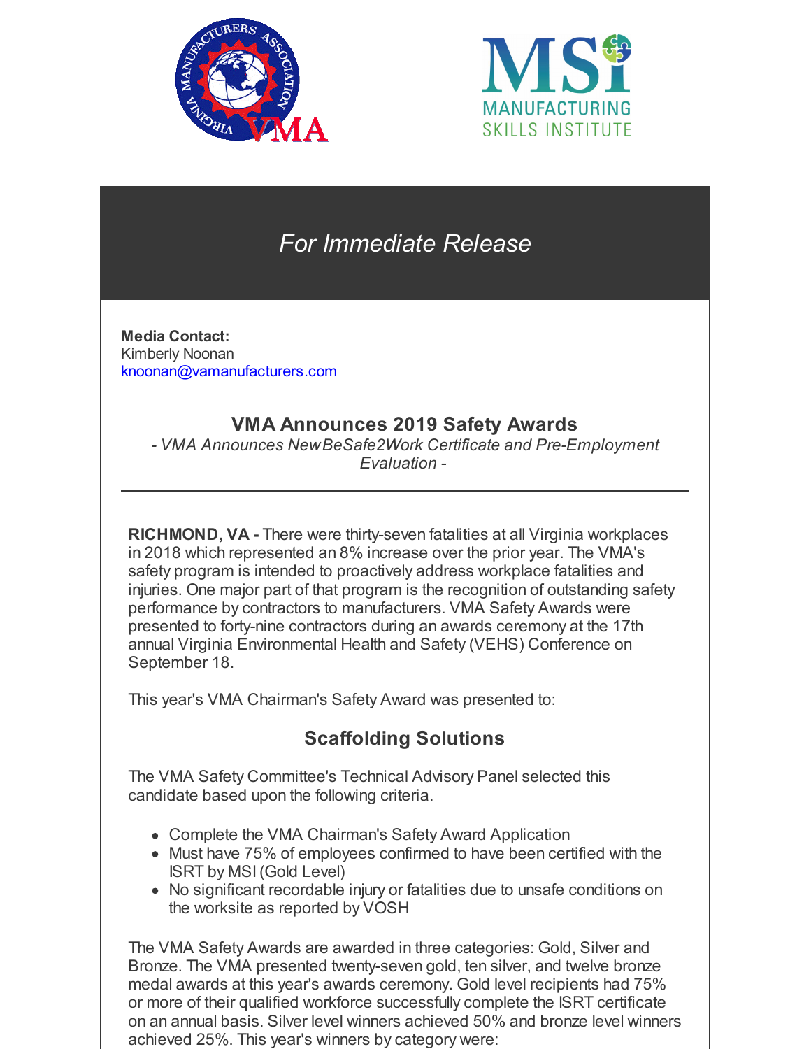*For Immediate Release*

**Media Contact:**
Kimberly Noonan
knoonan@vamanufacturers.com

## VMA Announces 2019 Safety Awards

*- VMA Announces New BeSafe2Work Certificate and Pre-Employment Evaluation -*

---

**RICHMOND, VA -** There were thirty-seven fatalities at all Virginia workplaces in 2018 which represented an 8% increase over the prior year. The VMA's safety program is intended to proactively address workplace fatalities and injuries. One major part of that program is the recognition of outstanding safety performance by contractors to manufacturers. VMA Safety Awards were presented to forty-nine contractors during an awards ceremony at the 17th annual Virginia Environmental Health and Safety (VEHS) Conference on September 18.

This year's VMA Chairman's Safety Award was presented to:

### Scaffolding Solutions

The VMA Safety Committee's Technical Advisory Panel selected this candidate based upon the following criteria.

- Complete the VMA Chairman's Safety Award Application
- Must have 75% of employees confirmed to have been certified with the ISRT by MSI (Gold Level)
- No significant recordable injury or fatalities due to unsafe conditions on the worksite as reported by VOSH

The VMA Safety Awards are awarded in three categories: Gold, Silver and Bronze. The VMA presented twenty-seven gold, ten silver, and twelve bronze medal awards at this year's awards ceremony. Gold level recipients had 75% or more of their qualified workforce successfully complete the ISRT certificate on an annual basis. Silver level winners achieved 50% and bronze level winners achieved 25%. This year's winners by category were: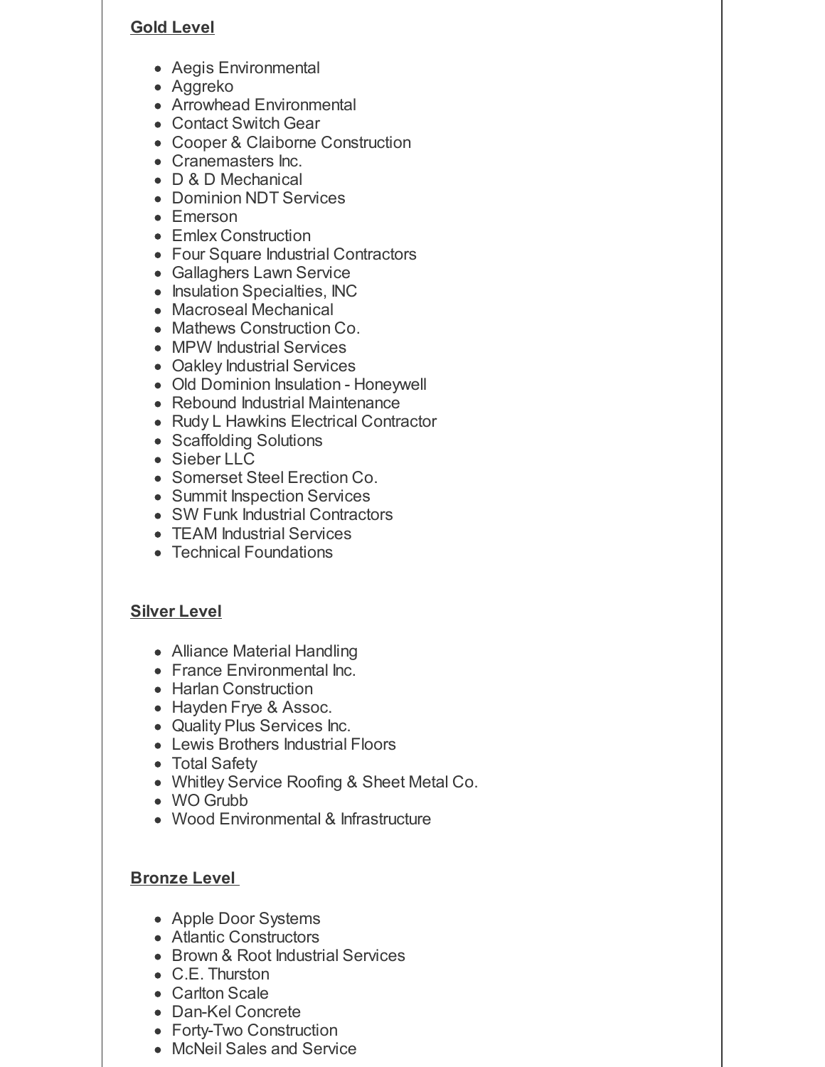**Gold Level**

- Aegis Environmental
- Aggreko
- Arrowhead Environmental
- Contact Switch Gear
- Cooper & Claiborne Construction
- Cranemasters Inc.
- D & D Mechanical
- Dominion NDT Services
- Emerson
- Emlex Construction
- Four Square Industrial Contractors
- Gallaghers Lawn Service
- Insulation Specialties, INC
- Macroseal Mechanical
- Mathews Construction Co.
- MPW Industrial Services
- Oakley Industrial Services
- Old Dominion Insulation - Honeywell
- Rebound Industrial Maintenance
- Rudy L Hawkins Electrical Contractor
- Scaffolding Solutions
- Sieber LLC
- Somerset Steel Erection Co.
- Summit Inspection Services
- SW Funk Industrial Contractors
- TEAM Industrial Services
- Technical Foundations

**Silver Level**

- Alliance Material Handling
- France Environmental Inc.
- Harlan Construction
- Hayden Frye & Assoc.
- Quality Plus Services Inc.
- Lewis Brothers Industrial Floors
- Total Safety
- Whitley Service Roofing & Sheet Metal Co.
- WO Grubb
- Wood Environmental & Infrastructure

**Bronze Level**

- Apple Door Systems
- Atlantic Constructors
- Brown & Root Industrial Services
- C.E. Thurston
- Carlton Scale
- Dan-Kel Concrete
- Forty-Two Construction
- McNeil Sales and Service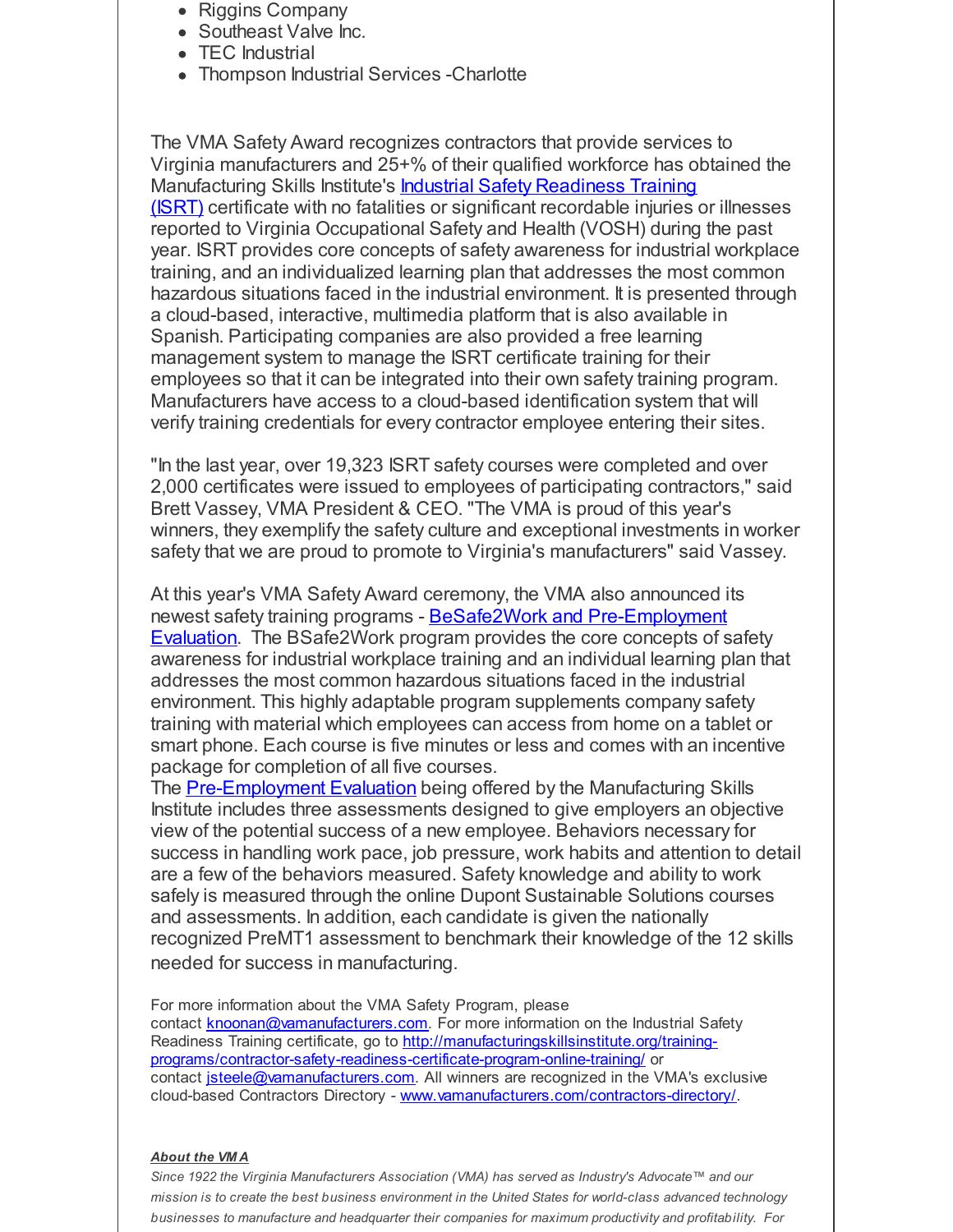- Riggins Company
- Southeast Valve Inc.
- TEC Industrial
- Thompson Industrial Services -Charlotte

The VMA Safety Award recognizes contractors that provide services to Virginia manufacturers and 25+% of their qualified workforce has obtained the Manufacturing Skills Institute's [Industrial Safety Readiness Training (ISRT)](#) certificate with no fatalities or significant recordable injuries or illnesses reported to Virginia Occupational Safety and Health (VOSH) during the past year. ISRT provides core concepts of safety awareness for industrial workplace training, and an individualized learning plan that addresses the most common hazardous situations faced in the industrial environment. It is presented through a cloud-based, interactive, multimedia platform that is also available in Spanish. Participating companies are also provided a free learning management system to manage the ISRT certificate training for their employees so that it can be integrated into their own safety training program. Manufacturers have access to a cloud-based identification system that will verify training credentials for every contractor employee entering their sites.

"In the last year, over 19,323 ISRT safety courses were completed and over 2,000 certificates were issued to employees of participating contractors," said Brett Vassey, VMA President & CEO. "The VMA is proud of this year's winners, they exemplify the safety culture and exceptional investments in worker safety that we are proud to promote to Virginia's manufacturers" said Vassey.

At this year's VMA Safety Award ceremony, the VMA also announced its newest safety training programs - [BeSafe2Work and Pre-Employment Evaluation](#). The BSafe2Work program provides the core concepts of safety awareness for industrial workplace training and an individual learning plan that addresses the most common hazardous situations faced in the industrial environment. This highly adaptable program supplements company safety training with material which employees can access from home on a tablet or smart phone. Each course is five minutes or less and comes with an incentive package for completion of all five courses.

The [Pre-Employment Evaluation](#) being offered by the Manufacturing Skills Institute includes three assessments designed to give employers an objective view of the potential success of a new employee. Behaviors necessary for success in handling work pace, job pressure, work habits and attention to detail are a few of the behaviors measured. Safety knowledge and ability to work safely is measured through the online Dupont Sustainable Solutions courses and assessments. In addition, each candidate is given the nationally recognized PreMT1 assessment to benchmark their knowledge of the 12 skills needed for success in manufacturing.

For more information about the VMA Safety Program, please contact [knoonan@vamanufacturers.com](mailto:knoonan@vamanufacturers.com). For more information on the Industrial Safety Readiness Training certificate, go to [http://manufacturingskillsinstitute.org/training-programs/contractor-safety-readiness-certificate-program-online-training/](http://manufacturingskillsinstitute.org/training-programs/contractor-safety-readiness-certificate-program-online-training/) or contact [jsteele@vamanufacturers.com](mailto:jsteele@vamanufacturers.com). All winners are recognized in the VMA's exclusive cloud-based Contractors Directory - [www.vamanufacturers.com/contractors-directory/](http://www.vamanufacturers.com/contractors-directory/).

***About the VMA***

*Since 1922 the Virginia Manufacturers Association (VMA) has served as Industry's Advocate™ and our mission is to create the best business environment in the United States for world-class advanced technology businesses to manufacture and headquarter their companies for maximum productivity and profitability. For*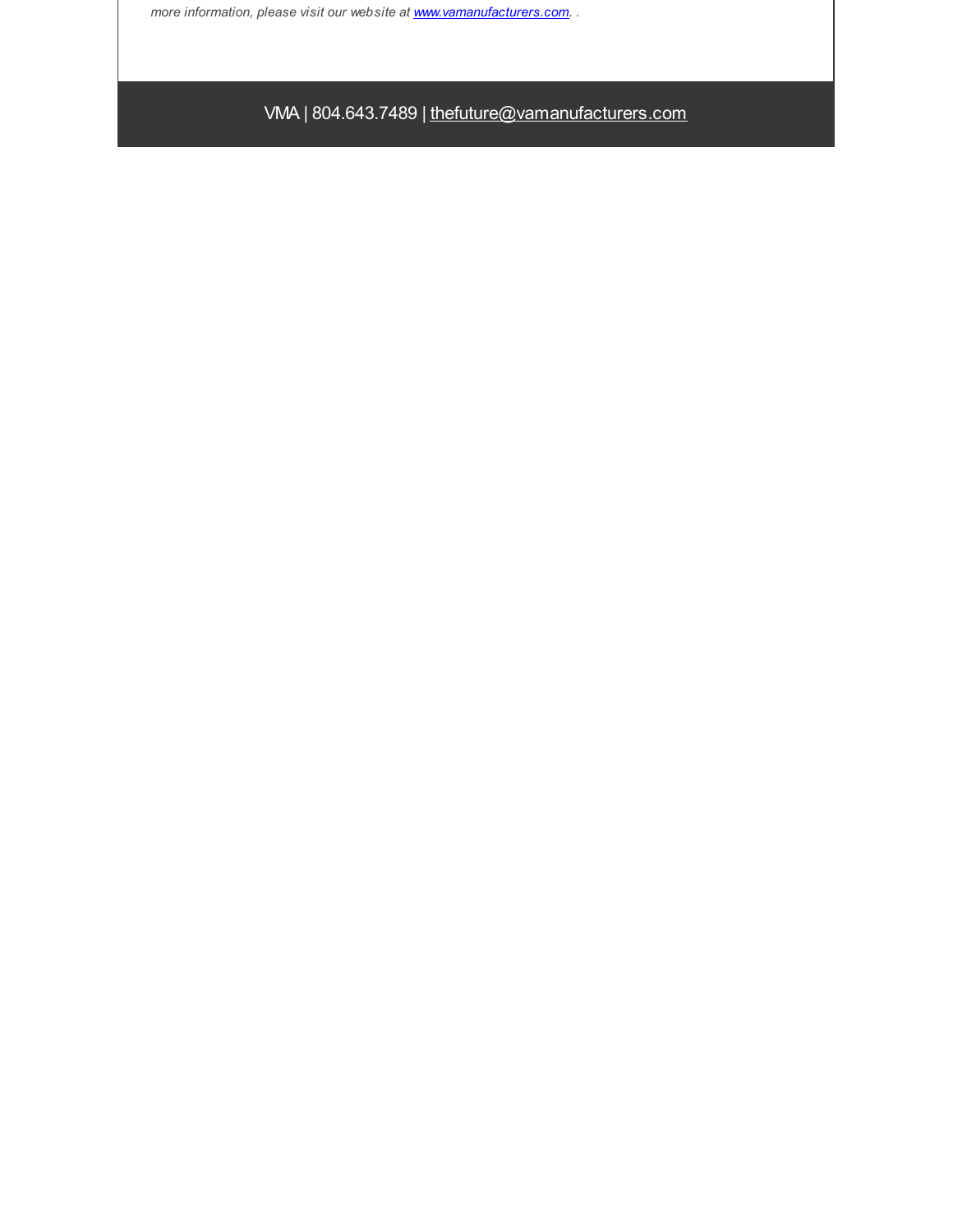*more information, please visit our website at www.vamanufacturers.com. .*

VMA | 804.643.7489 | thefuture@vamanufacturers.com